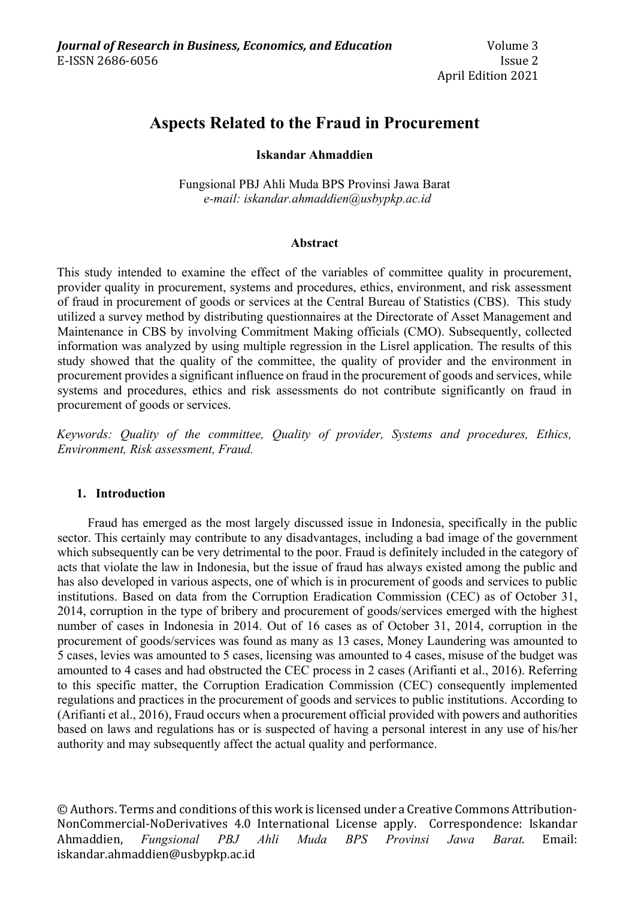# Aspects Related to the Fraud in Procurement

**Iskandar Ahmaddien**

Fungsional PBJ Ahli Muda BPS Provinsi Jawa Barat
*e-mail: iskandar.ahmaddien@usbypkp.ac.id*

### Abstract

This study intended to examine the effect of the variables of committee quality in procurement, provider quality in procurement, systems and procedures, ethics, environment, and risk assessment of fraud in procurement of goods or services at the Central Bureau of Statistics (CBS). This study utilized a survey method by distributing questionnaires at the Directorate of Asset Management and Maintenance in CBS by involving Commitment Making officials (CMO). Subsequently, collected information was analyzed by using multiple regression in the Lisrel application. The results of this study showed that the quality of the committee, the quality of provider and the environment in procurement provides a significant influence on fraud in the procurement of goods and services, while systems and procedures, ethics and risk assessments do not contribute significantly on fraud in procurement of goods or services.

*Keywords: Quality of the committee, Quality of provider, Systems and procedures, Ethics, Environment, Risk assessment, Fraud.*

## 1. Introduction

Fraud has emerged as the most largely discussed issue in Indonesia, specifically in the public sector. This certainly may contribute to any disadvantages, including a bad image of the government which subsequently can be very detrimental to the poor. Fraud is definitely included in the category of acts that violate the law in Indonesia, but the issue of fraud has always existed among the public and has also developed in various aspects, one of which is in procurement of goods and services to public institutions. Based on data from the Corruption Eradication Commission (CEC) as of October 31, 2014, corruption in the type of bribery and procurement of goods/services emerged with the highest number of cases in Indonesia in 2014. Out of 16 cases as of October 31, 2014, corruption in the procurement of goods/services was found as many as 13 cases, Money Laundering was amounted to 5 cases, levies was amounted to 5 cases, licensing was amounted to 4 cases, misuse of the budget was amounted to 4 cases and had obstructed the CEC process in 2 cases (Arifianti et al., 2016). Referring to this specific matter, the Corruption Eradication Commission (CEC) consequently implemented regulations and practices in the procurement of goods and services to public institutions. According to (Arifianti et al., 2016), Fraud occurs when a procurement official provided with powers and authorities based on laws and regulations has or is suspected of having a personal interest in any use of his/her authority and may subsequently affect the actual quality and performance.

© Authors. Terms and conditions of this work is licensed under a Creative Commons Attribution-NonCommercial-NoDerivatives 4.0 International License apply. Correspondence: Iskandar Ahmaddien, *Fungsional PBJ Ahli Muda BPS Provinsi Jawa Barat*. Email: iskandar.ahmaddien@usbypkp.ac.id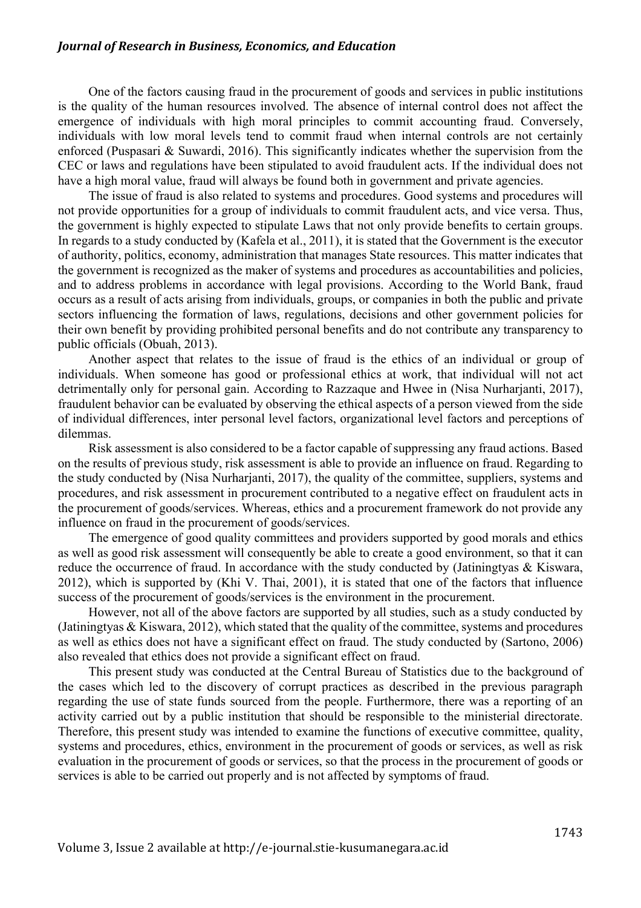One of the factors causing fraud in the procurement of goods and services in public institutions is the quality of the human resources involved. The absence of internal control does not affect the emergence of individuals with high moral principles to commit accounting fraud. Conversely, individuals with low moral levels tend to commit fraud when internal controls are not certainly enforced (Puspasari & Suwardi, 2016). This significantly indicates whether the supervision from the CEC or laws and regulations have been stipulated to avoid fraudulent acts. If the individual does not have a high moral value, fraud will always be found both in government and private agencies.

The issue of fraud is also related to systems and procedures. Good systems and procedures will not provide opportunities for a group of individuals to commit fraudulent acts, and vice versa. Thus, the government is highly expected to stipulate Laws that not only provide benefits to certain groups. In regards to a study conducted by (Kafela et al., 2011), it is stated that the Government is the executor of authority, politics, economy, administration that manages State resources. This matter indicates that the government is recognized as the maker of systems and procedures as accountabilities and policies, and to address problems in accordance with legal provisions. According to the World Bank, fraud occurs as a result of acts arising from individuals, groups, or companies in both the public and private sectors influencing the formation of laws, regulations, decisions and other government policies for their own benefit by providing prohibited personal benefits and do not contribute any transparency to public officials (Obuah, 2013).

Another aspect that relates to the issue of fraud is the ethics of an individual or group of individuals. When someone has good or professional ethics at work, that individual will not act detrimentally only for personal gain. According to Razzaque and Hwee in (Nisa Nurharjanti, 2017), fraudulent behavior can be evaluated by observing the ethical aspects of a person viewed from the side of individual differences, inter personal level factors, organizational level factors and perceptions of dilemmas.

Risk assessment is also considered to be a factor capable of suppressing any fraud actions. Based on the results of previous study, risk assessment is able to provide an influence on fraud. Regarding to the study conducted by (Nisa Nurharjanti, 2017), the quality of the committee, suppliers, systems and procedures, and risk assessment in procurement contributed to a negative effect on fraudulent acts in the procurement of goods/services. Whereas, ethics and a procurement framework do not provide any influence on fraud in the procurement of goods/services.

The emergence of good quality committees and providers supported by good morals and ethics as well as good risk assessment will consequently be able to create a good environment, so that it can reduce the occurrence of fraud. In accordance with the study conducted by (Jatiningtyas & Kiswara, 2012), which is supported by (Khi V. Thai, 2001), it is stated that one of the factors that influence success of the procurement of goods/services is the environment in the procurement.

However, not all of the above factors are supported by all studies, such as a study conducted by (Jatiningtyas & Kiswara, 2012), which stated that the quality of the committee, systems and procedures as well as ethics does not have a significant effect on fraud. The study conducted by (Sartono, 2006) also revealed that ethics does not provide a significant effect on fraud.

This present study was conducted at the Central Bureau of Statistics due to the background of the cases which led to the discovery of corrupt practices as described in the previous paragraph regarding the use of state funds sourced from the people. Furthermore, there was a reporting of an activity carried out by a public institution that should be responsible to the ministerial directorate. Therefore, this present study was intended to examine the functions of executive committee, quality, systems and procedures, ethics, environment in the procurement of goods or services, as well as risk evaluation in the procurement of goods or services, so that the process in the procurement of goods or services is able to be carried out properly and is not affected by symptoms of fraud.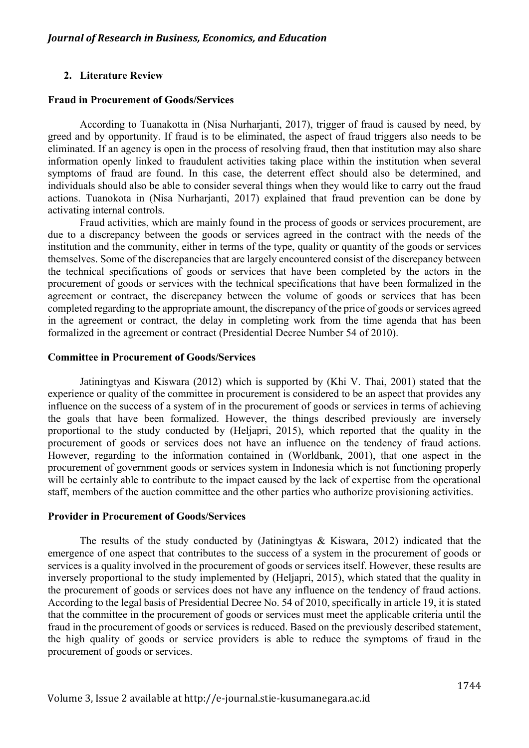## 2. Literature Review

### Fraud in Procurement of Goods/Services

According to Tuanakotta in (Nisa Nurharjanti, 2017), trigger of fraud is caused by need, by greed and by opportunity. If fraud is to be eliminated, the aspect of fraud triggers also needs to be eliminated. If an agency is open in the process of resolving fraud, then that institution may also share information openly linked to fraudulent activities taking place within the institution when several symptoms of fraud are found. In this case, the deterrent effect should also be determined, and individuals should also be able to consider several things when they would like to carry out the fraud actions. Tuanokota in (Nisa Nurharjanti, 2017) explained that fraud prevention can be done by activating internal controls.

Fraud activities, which are mainly found in the process of goods or services procurement, are due to a discrepancy between the goods or services agreed in the contract with the needs of the institution and the community, either in terms of the type, quality or quantity of the goods or services themselves. Some of the discrepancies that are largely encountered consist of the discrepancy between the technical specifications of goods or services that have been completed by the actors in the procurement of goods or services with the technical specifications that have been formalized in the agreement or contract, the discrepancy between the volume of goods or services that has been completed regarding to the appropriate amount, the discrepancy of the price of goods or services agreed in the agreement or contract, the delay in completing work from the time agenda that has been formalized in the agreement or contract (Presidential Decree Number 54 of 2010).

### Committee in Procurement of Goods/Services

Jatiningtyas and Kiswara (2012) which is supported by (Khi V. Thai, 2001) stated that the experience or quality of the committee in procurement is considered to be an aspect that provides any influence on the success of a system of in the procurement of goods or services in terms of achieving the goals that have been formalized. However, the things described previously are inversely proportional to the study conducted by (Heljapri, 2015), which reported that the quality in the procurement of goods or services does not have an influence on the tendency of fraud actions. However, regarding to the information contained in (Worldbank, 2001), that one aspect in the procurement of government goods or services system in Indonesia which is not functioning properly will be certainly able to contribute to the impact caused by the lack of expertise from the operational staff, members of the auction committee and the other parties who authorize provisioning activities.

### Provider in Procurement of Goods/Services

The results of the study conducted by (Jatiningtyas & Kiswara, 2012) indicated that the emergence of one aspect that contributes to the success of a system in the procurement of goods or services is a quality involved in the procurement of goods or services itself. However, these results are inversely proportional to the study implemented by (Heljapri, 2015), which stated that the quality in the procurement of goods or services does not have any influence on the tendency of fraud actions. According to the legal basis of Presidential Decree No. 54 of 2010, specifically in article 19, it is stated that the committee in the procurement of goods or services must meet the applicable criteria until the fraud in the procurement of goods or services is reduced. Based on the previously described statement, the high quality of goods or service providers is able to reduce the symptoms of fraud in the procurement of goods or services.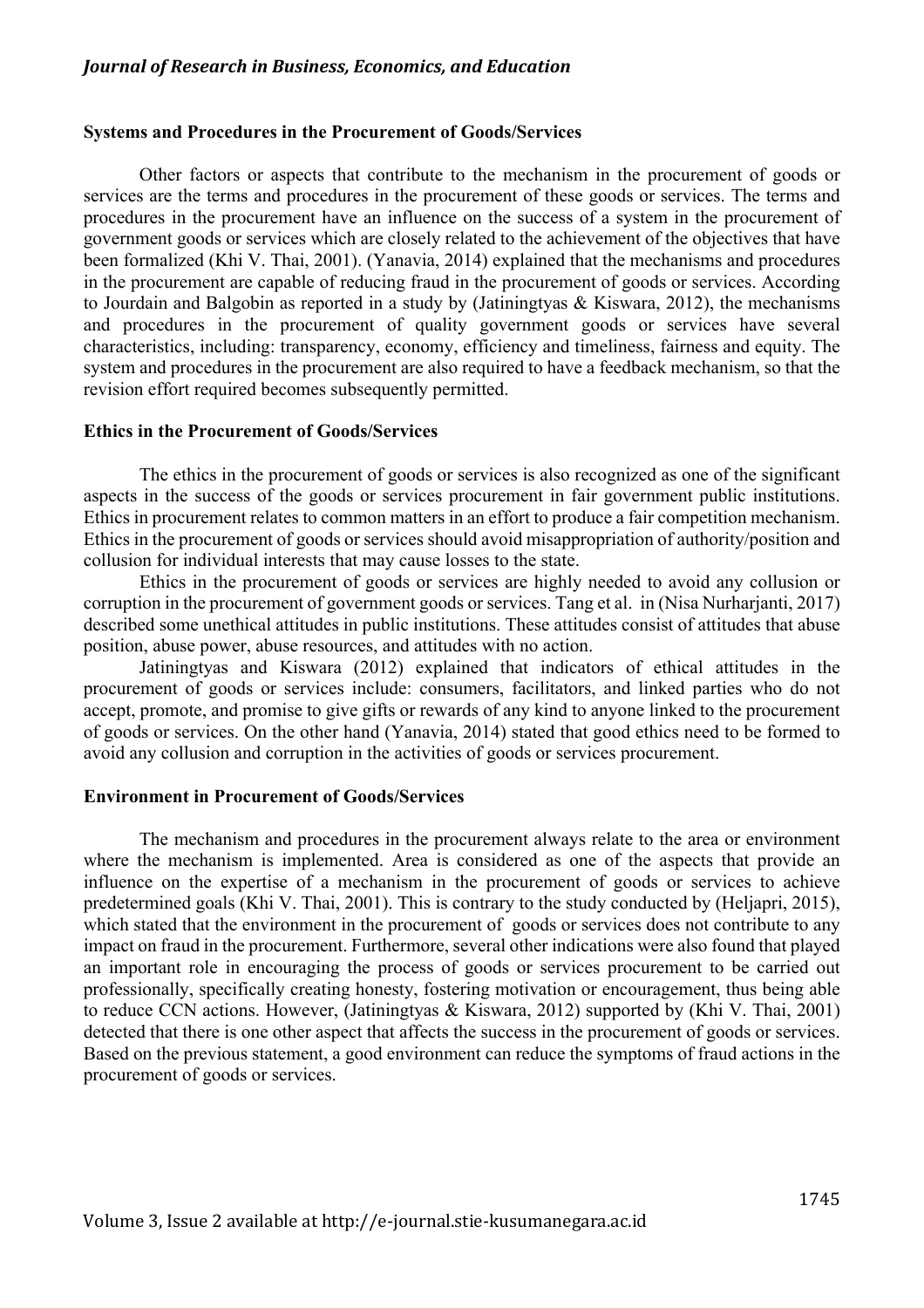### Systems and Procedures in the Procurement of Goods/Services

Other factors or aspects that contribute to the mechanism in the procurement of goods or services are the terms and procedures in the procurement of these goods or services. The terms and procedures in the procurement have an influence on the success of a system in the procurement of government goods or services which are closely related to the achievement of the objectives that have been formalized (Khi V. Thai, 2001). (Yanavia, 2014) explained that the mechanisms and procedures in the procurement are capable of reducing fraud in the procurement of goods or services. According to Jourdain and Balgobin as reported in a study by (Jatiningtyas & Kiswara, 2012), the mechanisms and procedures in the procurement of quality government goods or services have several characteristics, including: transparency, economy, efficiency and timeliness, fairness and equity. The system and procedures in the procurement are also required to have a feedback mechanism, so that the revision effort required becomes subsequently permitted.

### Ethics in the Procurement of Goods/Services

The ethics in the procurement of goods or services is also recognized as one of the significant aspects in the success of the goods or services procurement in fair government public institutions. Ethics in procurement relates to common matters in an effort to produce a fair competition mechanism. Ethics in the procurement of goods or services should avoid misappropriation of authority/position and collusion for individual interests that may cause losses to the state.

Ethics in the procurement of goods or services are highly needed to avoid any collusion or corruption in the procurement of government goods or services. Tang et al. in (Nisa Nurharjanti, 2017) described some unethical attitudes in public institutions. These attitudes consist of attitudes that abuse position, abuse power, abuse resources, and attitudes with no action.

Jatiningtyas and Kiswara (2012) explained that indicators of ethical attitudes in the procurement of goods or services include: consumers, facilitators, and linked parties who do not accept, promote, and promise to give gifts or rewards of any kind to anyone linked to the procurement of goods or services. On the other hand (Yanavia, 2014) stated that good ethics need to be formed to avoid any collusion and corruption in the activities of goods or services procurement.

### Environment in Procurement of Goods/Services

The mechanism and procedures in the procurement always relate to the area or environment where the mechanism is implemented. Area is considered as one of the aspects that provide an influence on the expertise of a mechanism in the procurement of goods or services to achieve predetermined goals (Khi V. Thai, 2001). This is contrary to the study conducted by (Heljapri, 2015), which stated that the environment in the procurement of goods or services does not contribute to any impact on fraud in the procurement. Furthermore, several other indications were also found that played an important role in encouraging the process of goods or services procurement to be carried out professionally, specifically creating honesty, fostering motivation or encouragement, thus being able to reduce CCN actions. However, (Jatiningtyas & Kiswara, 2012) supported by (Khi V. Thai, 2001) detected that there is one other aspect that affects the success in the procurement of goods or services. Based on the previous statement, a good environment can reduce the symptoms of fraud actions in the procurement of goods or services.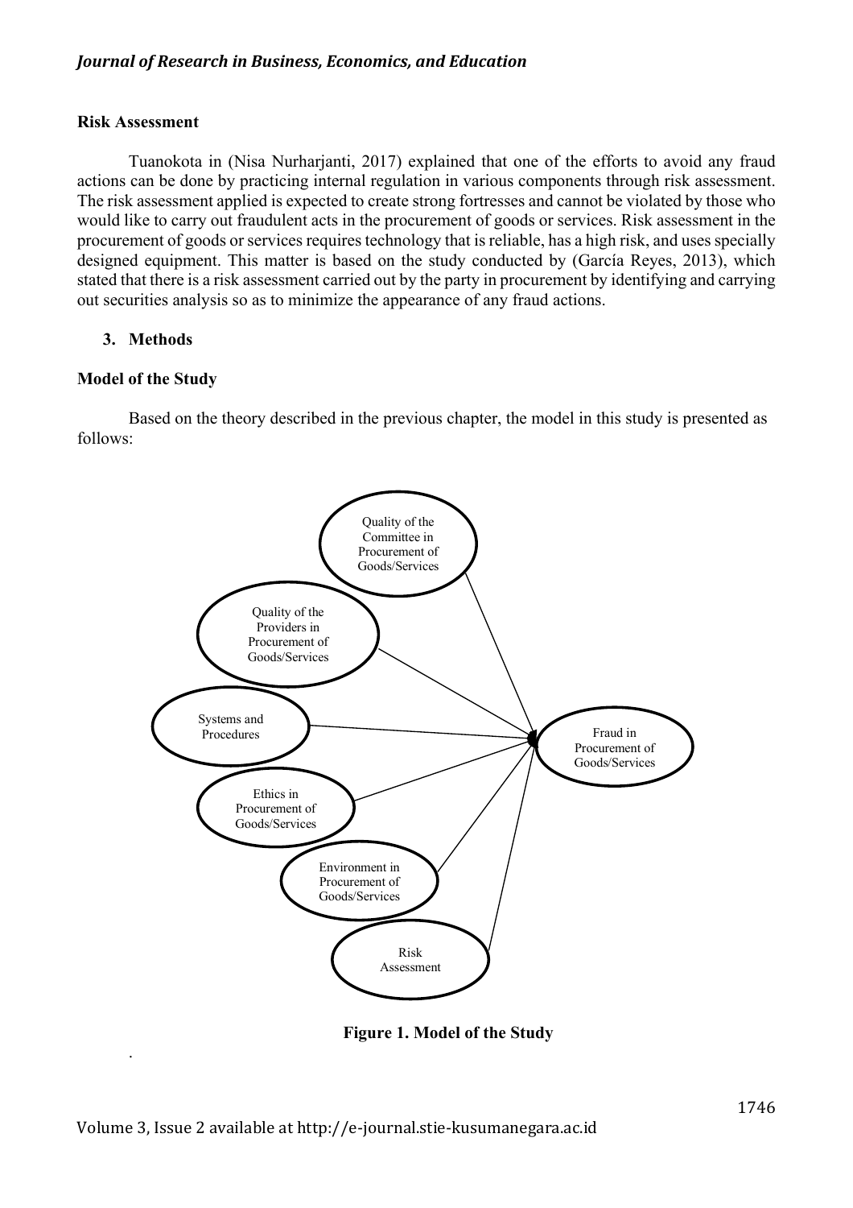### Risk Assessment

Tuanokota in (Nisa Nurharjanti, 2017) explained that one of the efforts to avoid any fraud actions can be done by practicing internal regulation in various components through risk assessment. The risk assessment applied is expected to create strong fortresses and cannot be violated by those who would like to carry out fraudulent acts in the procurement of goods or services. Risk assessment in the procurement of goods or services requires technology that is reliable, has a high risk, and uses specially designed equipment. This matter is based on the study conducted by (García Reyes, 2013), which stated that there is a risk assessment carried out by the party in procurement by identifying and carrying out securities analysis so as to minimize the appearance of any fraud actions.

## 3. Methods

### Model of the Study

Based on the theory described in the previous chapter, the model in this study is presented as follows:

Quality of the Committee in Procurement of Goods/Services

Quality of the Providers in Procurement of Goods/Services

Systems and Procedures

Ethics in Procurement of Goods/Services

Environment in Procurement of Goods/Services

Risk Assessment

Fraud in Procurement of Goods/Services

**Figure 1. Model of the Study**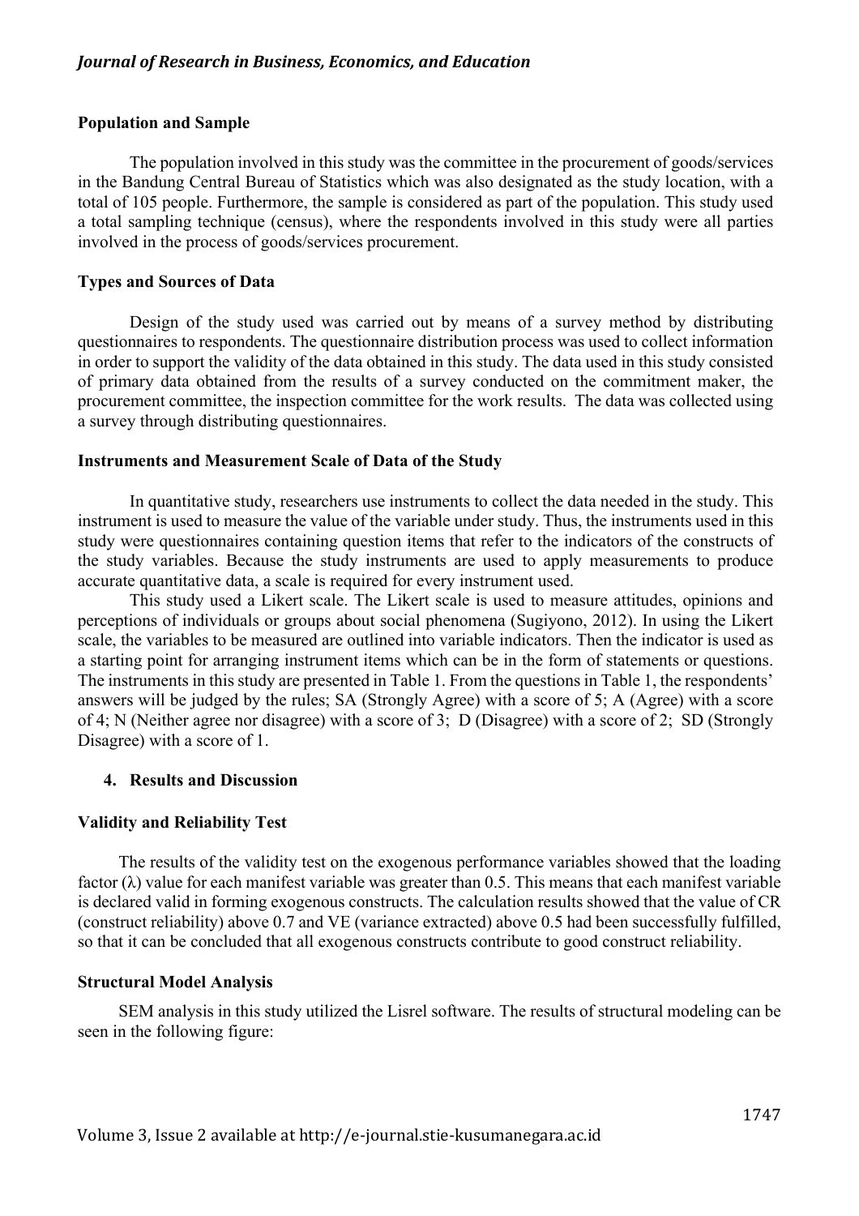### Population and Sample

The population involved in this study was the committee in the procurement of goods/services in the Bandung Central Bureau of Statistics which was also designated as the study location, with a total of 105 people. Furthermore, the sample is considered as part of the population. This study used a total sampling technique (census), where the respondents involved in this study were all parties involved in the process of goods/services procurement.

### Types and Sources of Data

Design of the study used was carried out by means of a survey method by distributing questionnaires to respondents. The questionnaire distribution process was used to collect information in order to support the validity of the data obtained in this study. The data used in this study consisted of primary data obtained from the results of a survey conducted on the commitment maker, the procurement committee, the inspection committee for the work results. The data was collected using a survey through distributing questionnaires.

### Instruments and Measurement Scale of Data of the Study

In quantitative study, researchers use instruments to collect the data needed in the study. This instrument is used to measure the value of the variable under study. Thus, the instruments used in this study were questionnaires containing question items that refer to the indicators of the constructs of the study variables. Because the study instruments are used to apply measurements to produce accurate quantitative data, a scale is required for every instrument used.

This study used a Likert scale. The Likert scale is used to measure attitudes, opinions and perceptions of individuals or groups about social phenomena (Sugiyono, 2012). In using the Likert scale, the variables to be measured are outlined into variable indicators. Then the indicator is used as a starting point for arranging instrument items which can be in the form of statements or questions. The instruments in this study are presented in Table 1. From the questions in Table 1, the respondents' answers will be judged by the rules; SA (Strongly Agree) with a score of 5; A (Agree) with a score of 4; N (Neither agree nor disagree) with a score of 3; D (Disagree) with a score of 2; SD (Strongly Disagree) with a score of 1.

## 4. Results and Discussion

### Validity and Reliability Test

The results of the validity test on the exogenous performance variables showed that the loading factor ($\lambda$) value for each manifest variable was greater than 0.5. This means that each manifest variable is declared valid in forming exogenous constructs. The calculation results showed that the value of CR (construct reliability) above 0.7 and VE (variance extracted) above 0.5 had been successfully fulfilled, so that it can be concluded that all exogenous constructs contribute to good construct reliability.

### Structural Model Analysis

SEM analysis in this study utilized the Lisrel software. The results of structural modeling can be seen in the following figure: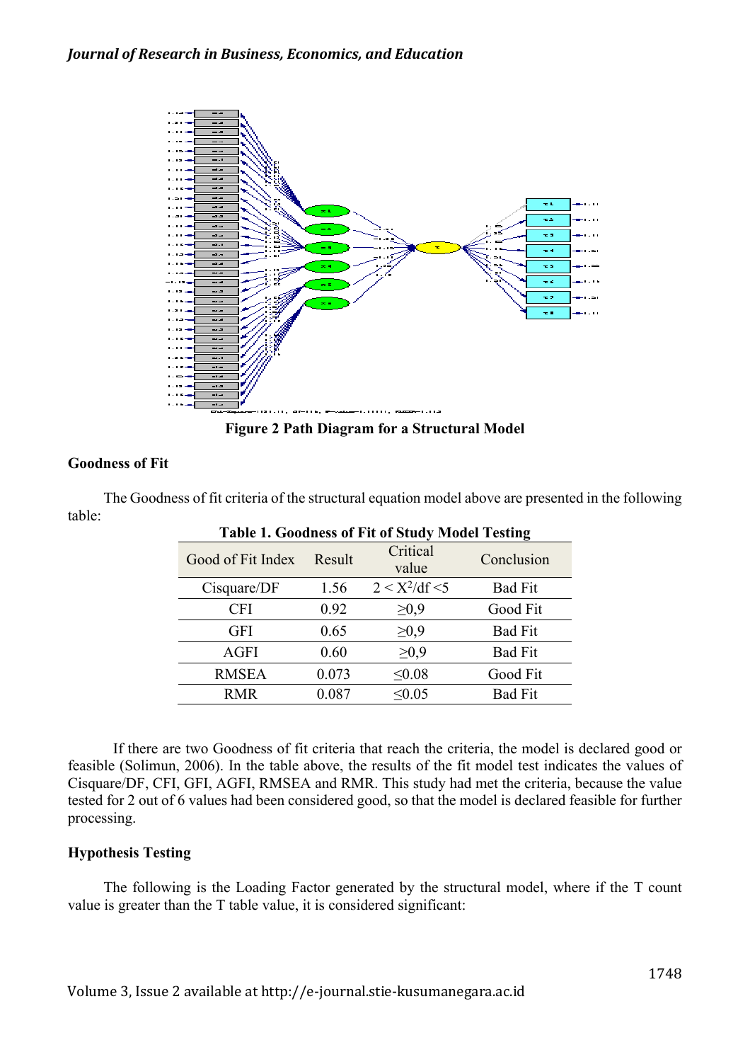**Figure 2 Path Diagram for a Structural Model**

### Goodness of Fit

The Goodness of fit criteria of the structural equation model above are presented in the following table:

**Table 1. Goodness of Fit of Study Model Testing**

| Good of Fit Index | Result | Critical value | Conclusion |
| --- | --- | --- | --- |
| Cisquare/DF | 1.56 | $2 < X^2/\mathrm{df} < 5$ | Bad Fit |
| CFI | 0.92 | ≥0,9 | Good Fit |
| GFI | 0.65 | ≥0,9 | Bad Fit |
| AGFI | 0.60 | ≥0,9 | Bad Fit |
| RMSEA | 0.073 | ≤0.08 | Good Fit |
| RMR | 0.087 | ≤0.05 | Bad Fit |

If there are two Goodness of fit criteria that reach the criteria, the model is declared good or feasible (Solimun, 2006). In the table above, the results of the fit model test indicates the values of Cisquare/DF, CFI, GFI, AGFI, RMSEA and RMR. This study had met the criteria, because the value tested for 2 out of 6 values had been considered good, so that the model is declared feasible for further processing.

### Hypothesis Testing

The following is the Loading Factor generated by the structural model, where if the T count value is greater than the T table value, it is considered significant: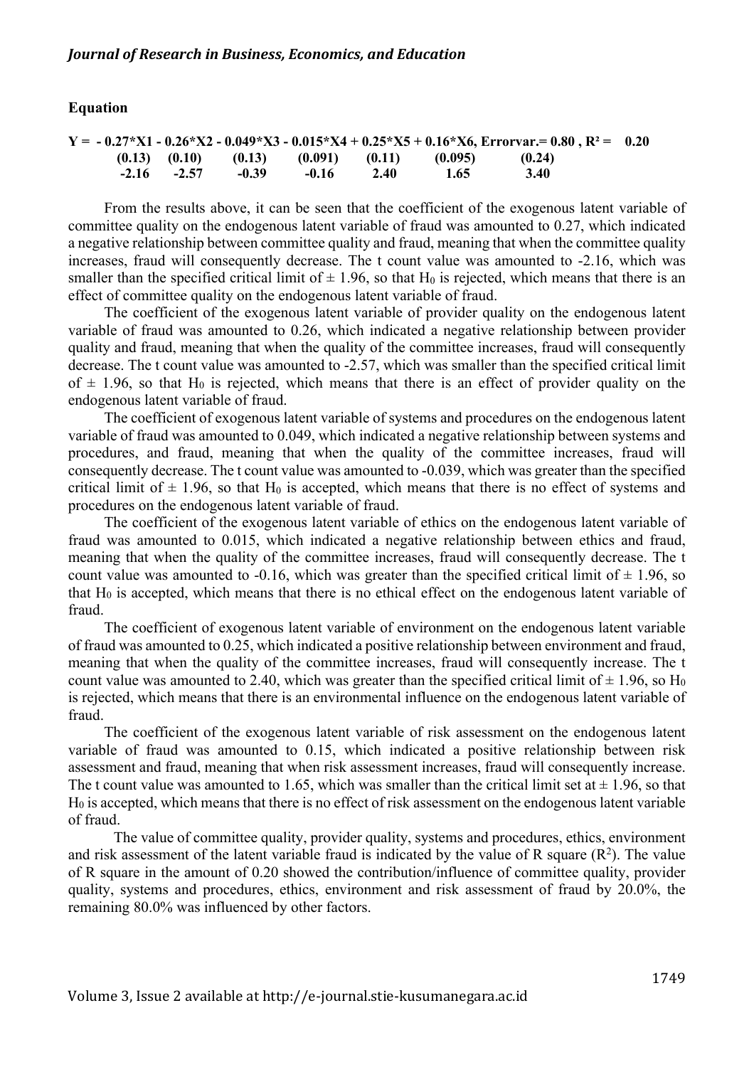**Equation**

$$Y = -0.27*X1 - 0.26*X2 - 0.049*X3 - 0.015*X4 + 0.25*X5 + 0.16*X6, \text{Errorvar.} = 0.80, R^2 = 0.20$$

| | X1 | X2 | X3 | X4 | X5 | X6 | Errorvar. |
|---|---|---|---|---|---|---|---|
| Coefficient | -0.27 | -0.26 | -0.049 | -0.015 | 0.25 | 0.16 | 0.80 |
| (Standard error) | (0.13) | (0.10) | (0.13) | (0.091) | (0.11) | (0.095) | (0.24) |
| t-value | -2.16 | -2.57 | -0.39 | -0.16 | 2.40 | 1.65 | 3.40 |

From the results above, it can be seen that the coefficient of the exogenous latent variable of committee quality on the endogenous latent variable of fraud was amounted to 0.27, which indicated a negative relationship between committee quality and fraud, meaning that when the committee quality increases, fraud will consequently decrease. The t count value was amounted to -2.16, which was smaller than the specified critical limit of ± 1.96, so that $H_0$ is rejected, which means that there is an effect of committee quality on the endogenous latent variable of fraud.

The coefficient of the exogenous latent variable of provider quality on the endogenous latent variable of fraud was amounted to 0.26, which indicated a negative relationship between provider quality and fraud, meaning that when the quality of the committee increases, fraud will consequently decrease. The t count value was amounted to -2.57, which was smaller than the specified critical limit of ± 1.96, so that $H_0$ is rejected, which means that there is an effect of provider quality on the endogenous latent variable of fraud.

The coefficient of exogenous latent variable of systems and procedures on the endogenous latent variable of fraud was amounted to 0.049, which indicated a negative relationship between systems and procedures, and fraud, meaning that when the quality of the committee increases, fraud will consequently decrease. The t count value was amounted to -0.039, which was greater than the specified critical limit of ± 1.96, so that $H_0$ is accepted, which means that there is no effect of systems and procedures on the endogenous latent variable of fraud.

The coefficient of the exogenous latent variable of ethics on the endogenous latent variable of fraud was amounted to 0.015, which indicated a negative relationship between ethics and fraud, meaning that when the quality of the committee increases, fraud will consequently decrease. The t count value was amounted to -0.16, which was greater than the specified critical limit of ± 1.96, so that $H_0$ is accepted, which means that there is no ethical effect on the endogenous latent variable of fraud.

The coefficient of exogenous latent variable of environment on the endogenous latent variable of fraud was amounted to 0.25, which indicated a positive relationship between environment and fraud, meaning that when the quality of the committee increases, fraud will consequently increase. The t count value was amounted to 2.40, which was greater than the specified critical limit of ± 1.96, so $H_0$ is rejected, which means that there is an environmental influence on the endogenous latent variable of fraud.

The coefficient of the exogenous latent variable of risk assessment on the endogenous latent variable of fraud was amounted to 0.15, which indicated a positive relationship between risk assessment and fraud, meaning that when risk assessment increases, fraud will consequently increase. The t count value was amounted to 1.65, which was smaller than the critical limit set at ± 1.96, so that $H_0$ is accepted, which means that there is no effect of risk assessment on the endogenous latent variable of fraud.

The value of committee quality, provider quality, systems and procedures, ethics, environment and risk assessment of the latent variable fraud is indicated by the value of R square ($R^2$). The value of R square in the amount of 0.20 showed the contribution/influence of committee quality, provider quality, systems and procedures, ethics, environment and risk assessment of fraud by 20.0%, the remaining 80.0% was influenced by other factors.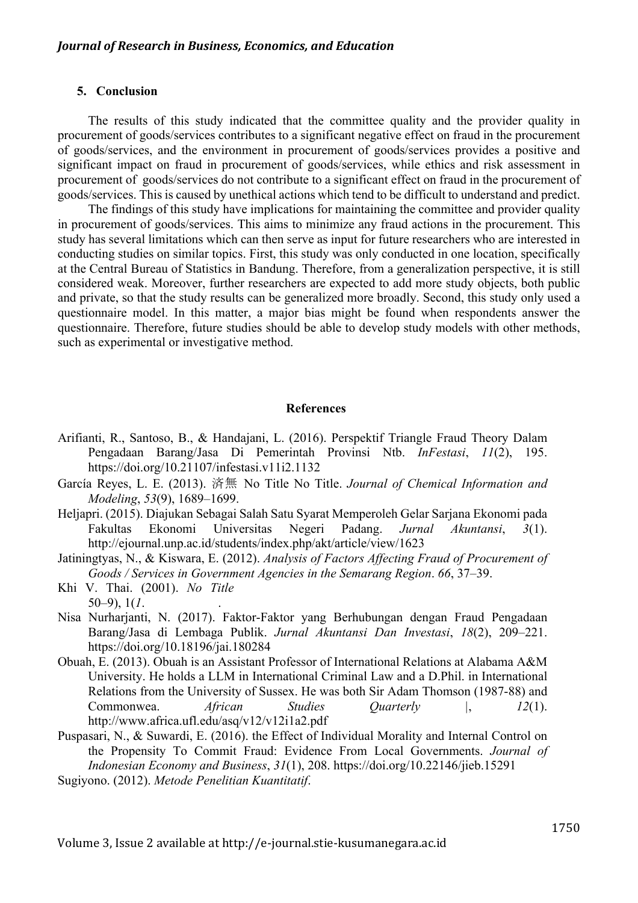## 5. Conclusion

The results of this study indicated that the committee quality and the provider quality in procurement of goods/services contributes to a significant negative effect on fraud in the procurement of goods/services, and the environment in procurement of goods/services provides a positive and significant impact on fraud in procurement of goods/services, while ethics and risk assessment in procurement of goods/services do not contribute to a significant effect on fraud in the procurement of goods/services. This is caused by unethical actions which tend to be difficult to understand and predict.

The findings of this study have implications for maintaining the committee and provider quality in procurement of goods/services. This aims to minimize any fraud actions in the procurement. This study has several limitations which can then serve as input for future researchers who are interested in conducting studies on similar topics. First, this study was only conducted in one location, specifically at the Central Bureau of Statistics in Bandung. Therefore, from a generalization perspective, it is still considered weak. Moreover, further researchers are expected to add more study objects, both public and private, so that the study results can be generalized more broadly. Second, this study only used a questionnaire model. In this matter, a major bias might be found when respondents answer the questionnaire. Therefore, future studies should be able to develop study models with other methods, such as experimental or investigative method.

## References

Arifianti, R., Santoso, B., & Handajani, L. (2016). Perspektif Triangle Fraud Theory Dalam Pengadaan Barang/Jasa Di Pemerintah Provinsi Ntb. *InFestasi*, *11*(2), 195. https://doi.org/10.21107/infestasi.v11i2.1132

García Reyes, L. E. (2013). 済無 No Title No Title. *Journal of Chemical Information and Modeling*, *53*(9), 1689–1699.

Heljapri. (2015). Diajukan Sebagai Salah Satu Syarat Memperoleh Gelar Sarjana Ekonomi pada Fakultas Ekonomi Universitas Negeri Padang. *Jurnal Akuntansi*, *3*(1). http://ejournal.unp.ac.id/students/index.php/akt/article/view/1623

Jatiningtyas, N., & Kiswara, E. (2012). *Analysis of Factors Affecting Fraud of Procurement of Goods / Services in Government Agencies in the Semarang Region*. *66*, 37–39.

Khi V. Thai. (2001). *No Title* 50–9), 1(*1*.

Nisa Nurharjanti, N. (2017). Faktor-Faktor yang Berhubungan dengan Fraud Pengadaan Barang/Jasa di Lembaga Publik. *Jurnal Akuntansi Dan Investasi*, *18*(2), 209–221. https://doi.org/10.18196/jai.180284

Obuah, E. (2013). Obuah is an Assistant Professor of International Relations at Alabama A&M University. He holds a LLM in International Criminal Law and a D.Phil. in International Relations from the University of Sussex. He was both Sir Adam Thomson (1987-88) and Commonwea. *African Studies Quarterly* |, *12*(1). http://www.africa.ufl.edu/asq/v12/v12i1a2.pdf

Puspasari, N., & Suwardi, E. (2016). the Effect of Individual Morality and Internal Control on the Propensity To Commit Fraud: Evidence From Local Governments. *Journal of Indonesian Economy and Business*, *31*(1), 208. https://doi.org/10.22146/jieb.15291

Sugiyono. (2012). *Metode Penelitian Kuantitatif*.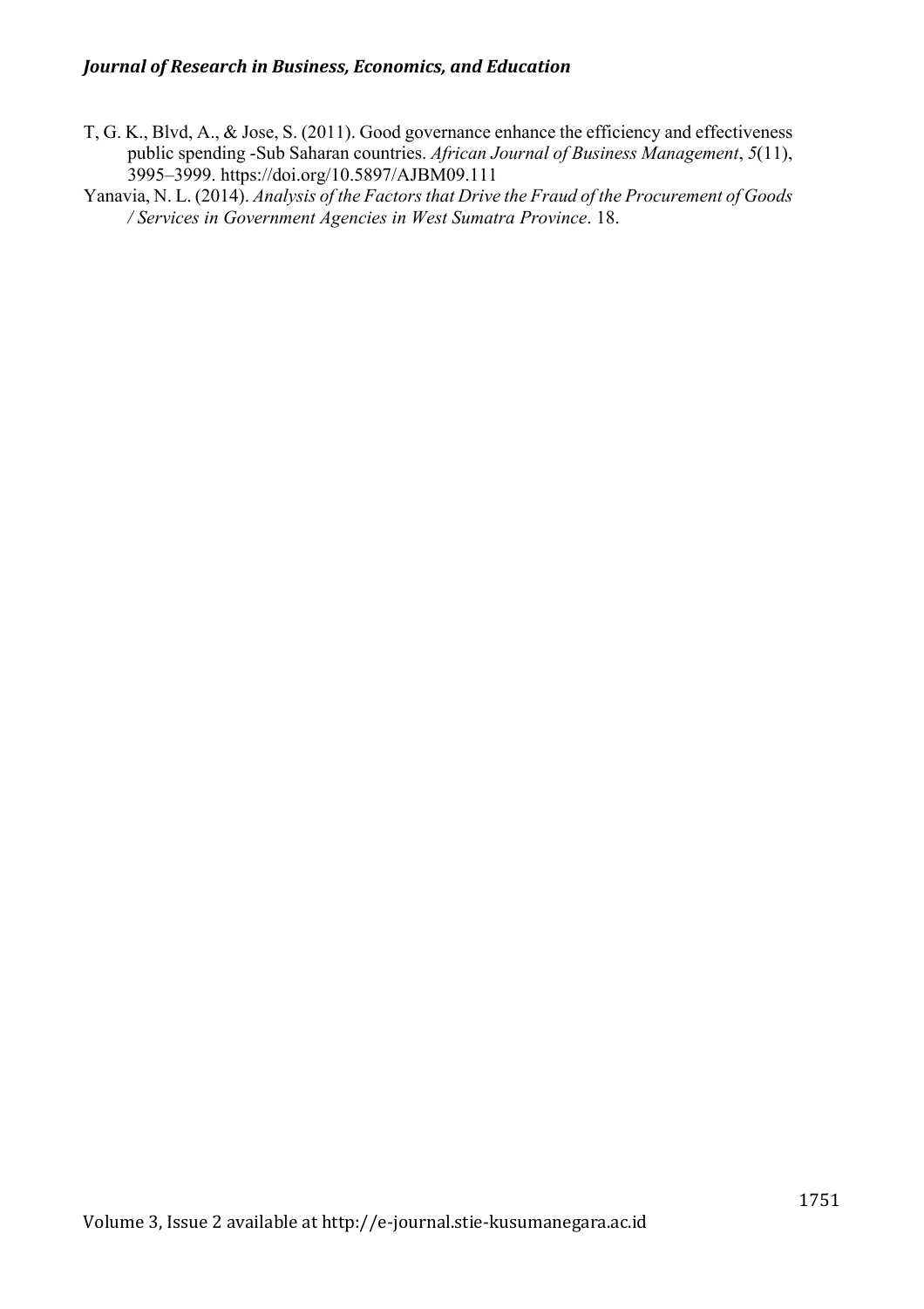T, G. K., Blvd, A., & Jose, S. (2011). Good governance enhance the efficiency and effectiveness public spending -Sub Saharan countries. *African Journal of Business Management*, *5*(11), 3995–3999. https://doi.org/10.5897/AJBM09.111

Yanavia, N. L. (2014). *Analysis of the Factors that Drive the Fraud of the Procurement of Goods / Services in Government Agencies in West Sumatra Province*. 18.